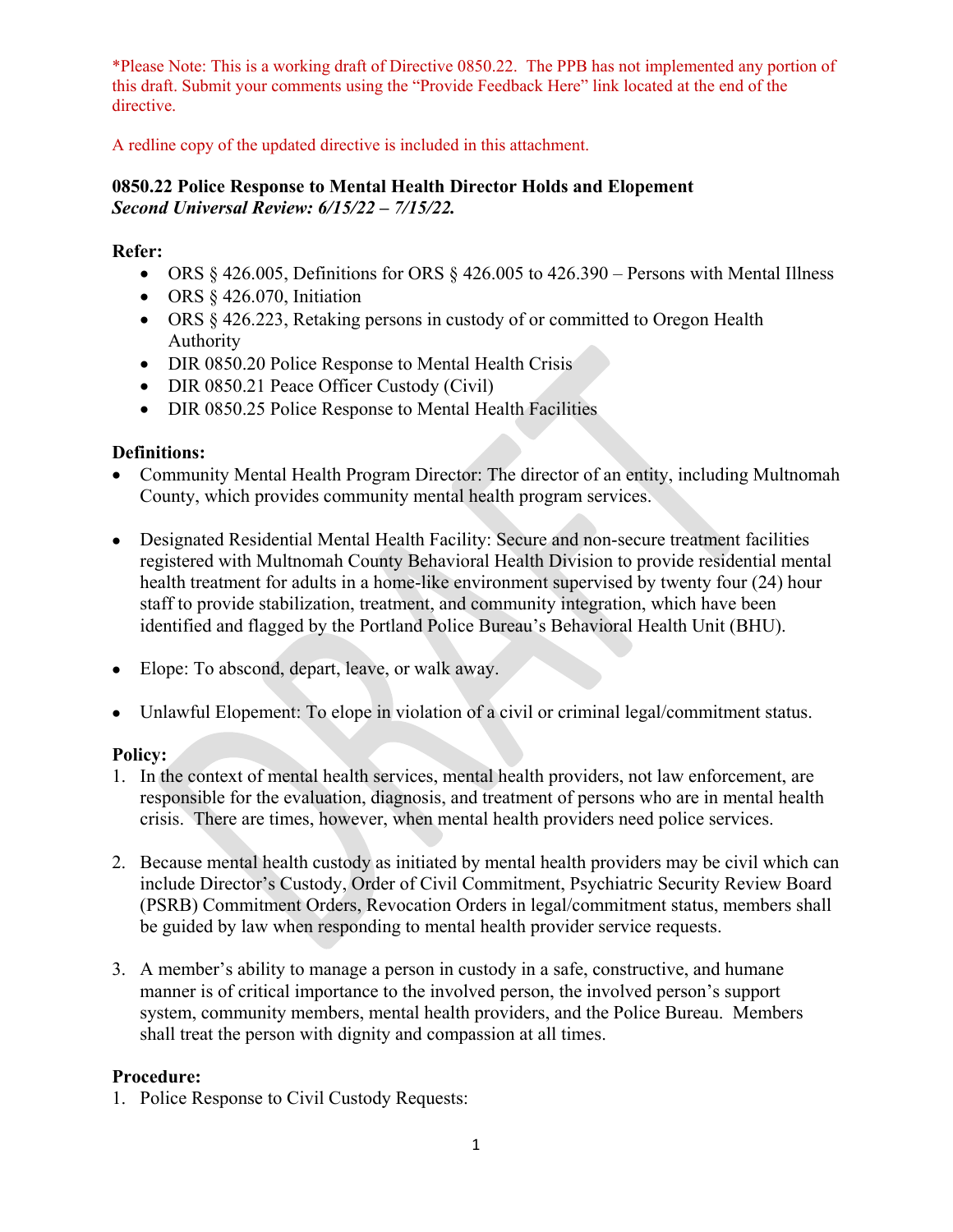*Please Note: This is a working draft of Directive 0850.22. The PPB has not implemented any portion of this draft. Submit your comments using the "Provide Feedback Here" link located at the end of the directive.

A redline copy of the updated directive is included in this attachment.

# 0850.22 Police Response to Mental Health Director Holds and Elopement

***Second Universal Review: 6/15/22 – 7/15/22.***

**Refer:**

- ORS § 426.005, Definitions for ORS § 426.005 to 426.390 – Persons with Mental Illness
- ORS § 426.070, Initiation
- ORS § 426.223, Retaking persons in custody of or committed to Oregon Health Authority
- DIR 0850.20 Police Response to Mental Health Crisis
- DIR 0850.21 Peace Officer Custody (Civil)
- DIR 0850.25 Police Response to Mental Health Facilities

**Definitions:**

- Community Mental Health Program Director: The director of an entity, including Multnomah County, which provides community mental health program services.

- Designated Residential Mental Health Facility: Secure and non-secure treatment facilities registered with Multnomah County Behavioral Health Division to provide residential mental health treatment for adults in a home-like environment supervised by twenty four (24) hour staff to provide stabilization, treatment, and community integration, which have been identified and flagged by the Portland Police Bureau's Behavioral Health Unit (BHU).

- Elope: To abscond, depart, leave, or walk away.

- Unlawful Elopement: To elope in violation of a civil or criminal legal/commitment status.

**Policy:**

1. In the context of mental health services, mental health providers, not law enforcement, are responsible for the evaluation, diagnosis, and treatment of persons who are in mental health crisis. There are times, however, when mental health providers need police services.

2. Because mental health custody as initiated by mental health providers may be civil which can include Director's Custody, Order of Civil Commitment, Psychiatric Security Review Board (PSRB) Commitment Orders, Revocation Orders in legal/commitment status, members shall be guided by law when responding to mental health provider service requests.

3. A member's ability to manage a person in custody in a safe, constructive, and humane manner is of critical importance to the involved person, the involved person's support system, community members, mental health providers, and the Police Bureau. Members shall treat the person with dignity and compassion at all times.

**Procedure:**

1. Police Response to Civil Custody Requests: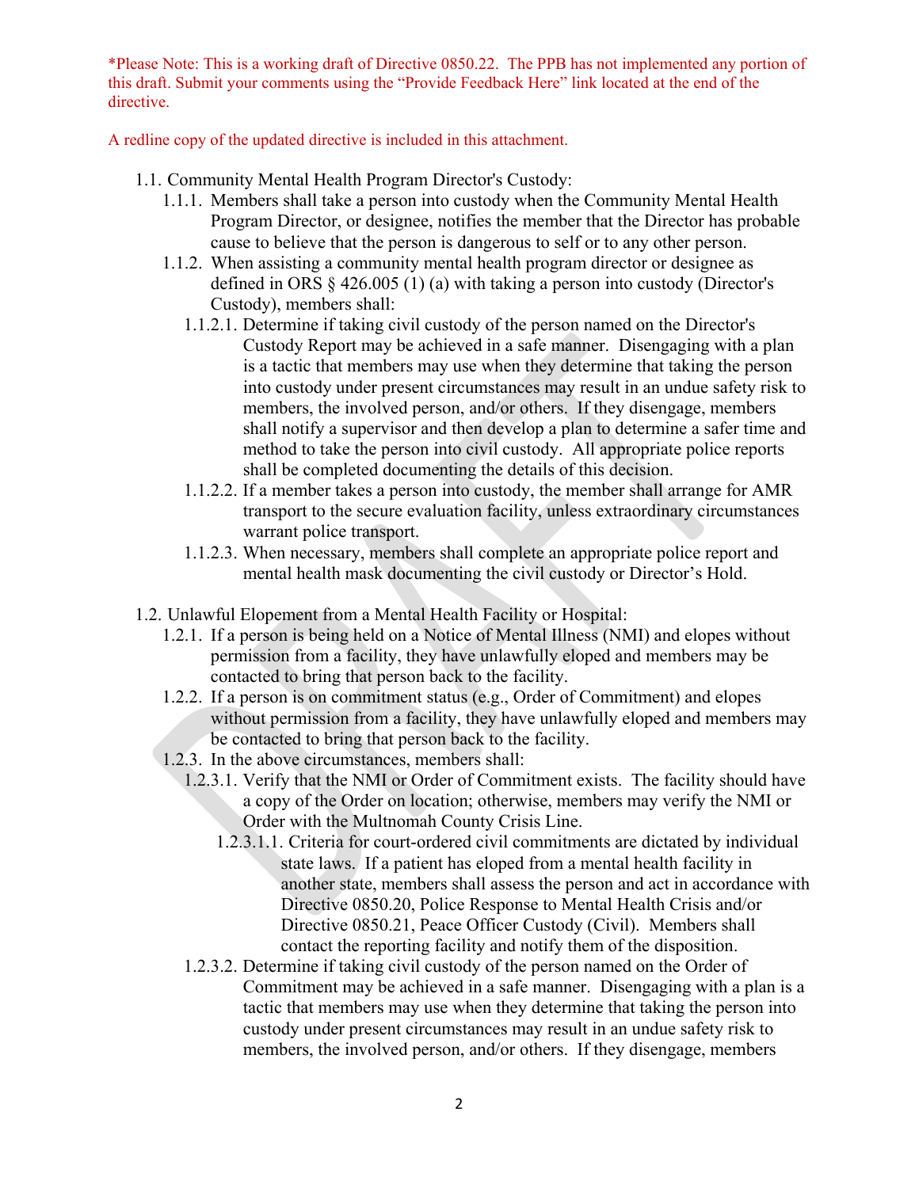*Please Note: This is a working draft of Directive 0850.22. The PPB has not implemented any portion of this draft. Submit your comments using the "Provide Feedback Here" link located at the end of the directive.

A redline copy of the updated directive is included in this attachment.

1.1. Community Mental Health Program Director's Custody:

1.1.1. Members shall take a person into custody when the Community Mental Health Program Director, or designee, notifies the member that the Director has probable cause to believe that the person is dangerous to self or to any other person.

1.1.2. When assisting a community mental health program director or designee as defined in ORS § 426.005 (1) (a) with taking a person into custody (Director's Custody), members shall:

1.1.2.1. Determine if taking civil custody of the person named on the Director's Custody Report may be achieved in a safe manner. Disengaging with a plan is a tactic that members may use when they determine that taking the person into custody under present circumstances may result in an undue safety risk to members, the involved person, and/or others. If they disengage, members shall notify a supervisor and then develop a plan to determine a safer time and method to take the person into civil custody. All appropriate police reports shall be completed documenting the details of this decision.

1.1.2.2. If a member takes a person into custody, the member shall arrange for AMR transport to the secure evaluation facility, unless extraordinary circumstances warrant police transport.

1.1.2.3. When necessary, members shall complete an appropriate police report and mental health mask documenting the civil custody or Director's Hold.

1.2. Unlawful Elopement from a Mental Health Facility or Hospital:

1.2.1. If a person is being held on a Notice of Mental Illness (NMI) and elopes without permission from a facility, they have unlawfully eloped and members may be contacted to bring that person back to the facility.

1.2.2. If a person is on commitment status (e.g., Order of Commitment) and elopes without permission from a facility, they have unlawfully eloped and members may be contacted to bring that person back to the facility.

1.2.3. In the above circumstances, members shall:

1.2.3.1. Verify that the NMI or Order of Commitment exists. The facility should have a copy of the Order on location; otherwise, members may verify the NMI or Order with the Multnomah County Crisis Line.

1.2.3.1.1. Criteria for court-ordered civil commitments are dictated by individual state laws. If a patient has eloped from a mental health facility in another state, members shall assess the person and act in accordance with Directive 0850.20, Police Response to Mental Health Crisis and/or Directive 0850.21, Peace Officer Custody (Civil). Members shall contact the reporting facility and notify them of the disposition.

1.2.3.2. Determine if taking civil custody of the person named on the Order of Commitment may be achieved in a safe manner. Disengaging with a plan is a tactic that members may use when they determine that taking the person into custody under present circumstances may result in an undue safety risk to members, the involved person, and/or others. If they disengage, members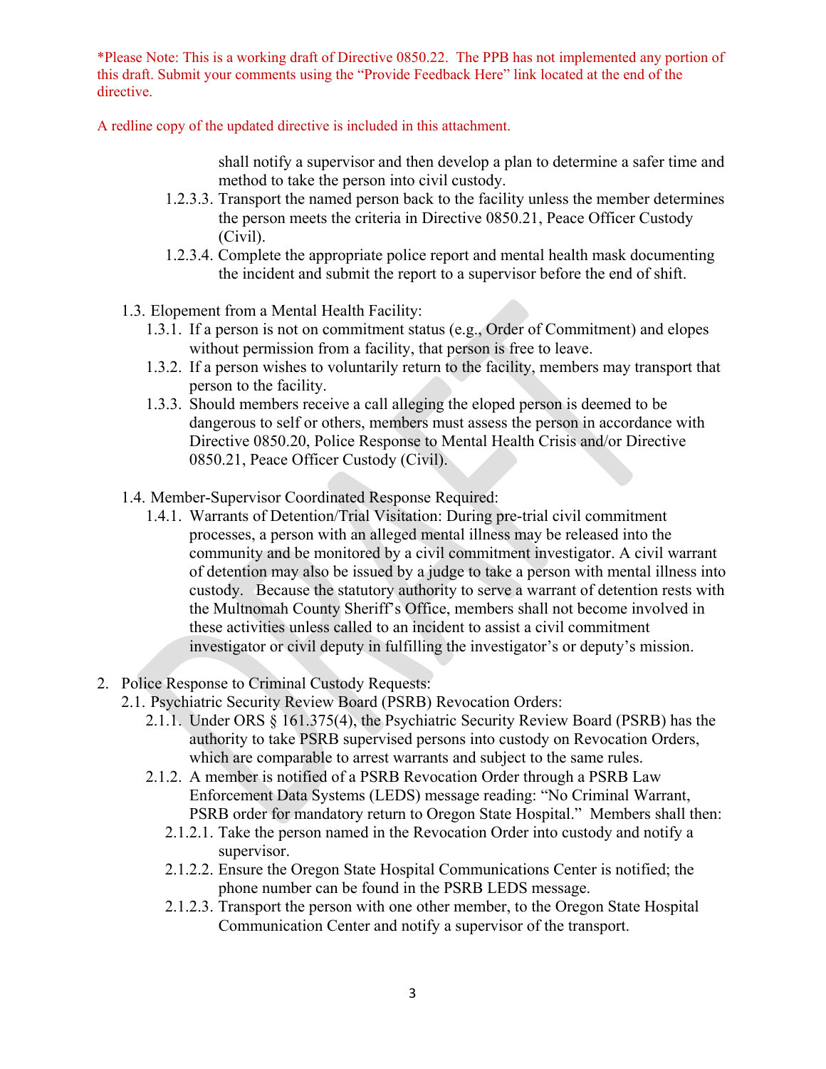*Please Note: This is a working draft of Directive 0850.22. The PPB has not implemented any portion of this draft. Submit your comments using the "Provide Feedback Here" link located at the end of the directive.

A redline copy of the updated directive is included in this attachment.

shall notify a supervisor and then develop a plan to determine a safer time and method to take the person into civil custody.

1.2.3.3. Transport the named person back to the facility unless the member determines the person meets the criteria in Directive 0850.21, Peace Officer Custody (Civil).

1.2.3.4. Complete the appropriate police report and mental health mask documenting the incident and submit the report to a supervisor before the end of shift.

1.3. Elopement from a Mental Health Facility:

1.3.1. If a person is not on commitment status (e.g., Order of Commitment) and elopes without permission from a facility, that person is free to leave.

1.3.2. If a person wishes to voluntarily return to the facility, members may transport that person to the facility.

1.3.3. Should members receive a call alleging the eloped person is deemed to be dangerous to self or others, members must assess the person in accordance with Directive 0850.20, Police Response to Mental Health Crisis and/or Directive 0850.21, Peace Officer Custody (Civil).

1.4. Member-Supervisor Coordinated Response Required:

1.4.1. Warrants of Detention/Trial Visitation: During pre-trial civil commitment processes, a person with an alleged mental illness may be released into the community and be monitored by a civil commitment investigator. A civil warrant of detention may also be issued by a judge to take a person with mental illness into custody. Because the statutory authority to serve a warrant of detention rests with the Multnomah County Sheriff's Office, members shall not become involved in these activities unless called to an incident to assist a civil commitment investigator or civil deputy in fulfilling the investigator's or deputy's mission.

2. Police Response to Criminal Custody Requests:

2.1. Psychiatric Security Review Board (PSRB) Revocation Orders:

2.1.1. Under ORS § 161.375(4), the Psychiatric Security Review Board (PSRB) has the authority to take PSRB supervised persons into custody on Revocation Orders, which are comparable to arrest warrants and subject to the same rules.

2.1.2. A member is notified of a PSRB Revocation Order through a PSRB Law Enforcement Data Systems (LEDS) message reading: "No Criminal Warrant, PSRB order for mandatory return to Oregon State Hospital." Members shall then:

2.1.2.1. Take the person named in the Revocation Order into custody and notify a supervisor.

2.1.2.2. Ensure the Oregon State Hospital Communications Center is notified; the phone number can be found in the PSRB LEDS message.

2.1.2.3. Transport the person with one other member, to the Oregon State Hospital Communication Center and notify a supervisor of the transport.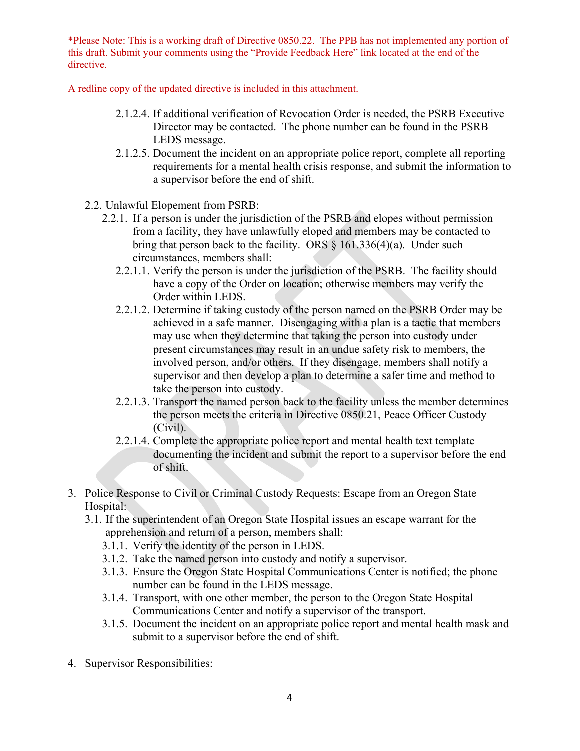*Please Note: This is a working draft of Directive 0850.22. The PPB has not implemented any portion of this draft. Submit your comments using the "Provide Feedback Here" link located at the end of the directive.

A redline copy of the updated directive is included in this attachment.

- 2.1.2.4. If additional verification of Revocation Order is needed, the PSRB Executive Director may be contacted. The phone number can be found in the PSRB LEDS message.
- 2.1.2.5. Document the incident on an appropriate police report, complete all reporting requirements for a mental health crisis response, and submit the information to a supervisor before the end of shift.

2.2. Unlawful Elopement from PSRB:

2.2.1. If a person is under the jurisdiction of the PSRB and elopes without permission from a facility, they have unlawfully eloped and members may be contacted to bring that person back to the facility. ORS § 161.336(4)(a). Under such circumstances, members shall:

- 2.2.1.1. Verify the person is under the jurisdiction of the PSRB. The facility should have a copy of the Order on location; otherwise members may verify the Order within LEDS.
- 2.2.1.2. Determine if taking custody of the person named on the PSRB Order may be achieved in a safe manner. Disengaging with a plan is a tactic that members may use when they determine that taking the person into custody under present circumstances may result in an undue safety risk to members, the involved person, and/or others. If they disengage, members shall notify a supervisor and then develop a plan to determine a safer time and method to take the person into custody.
- 2.2.1.3. Transport the named person back to the facility unless the member determines the person meets the criteria in Directive 0850.21, Peace Officer Custody (Civil).
- 2.2.1.4. Complete the appropriate police report and mental health text template documenting the incident and submit the report to a supervisor before the end of shift.

3. Police Response to Civil or Criminal Custody Requests: Escape from an Oregon State Hospital:

3.1. If the superintendent of an Oregon State Hospital issues an escape warrant for the apprehension and return of a person, members shall:

- 3.1.1. Verify the identity of the person in LEDS.
- 3.1.2. Take the named person into custody and notify a supervisor.
- 3.1.3. Ensure the Oregon State Hospital Communications Center is notified; the phone number can be found in the LEDS message.
- 3.1.4. Transport, with one other member, the person to the Oregon State Hospital Communications Center and notify a supervisor of the transport.
- 3.1.5. Document the incident on an appropriate police report and mental health mask and submit to a supervisor before the end of shift.

4. Supervisor Responsibilities: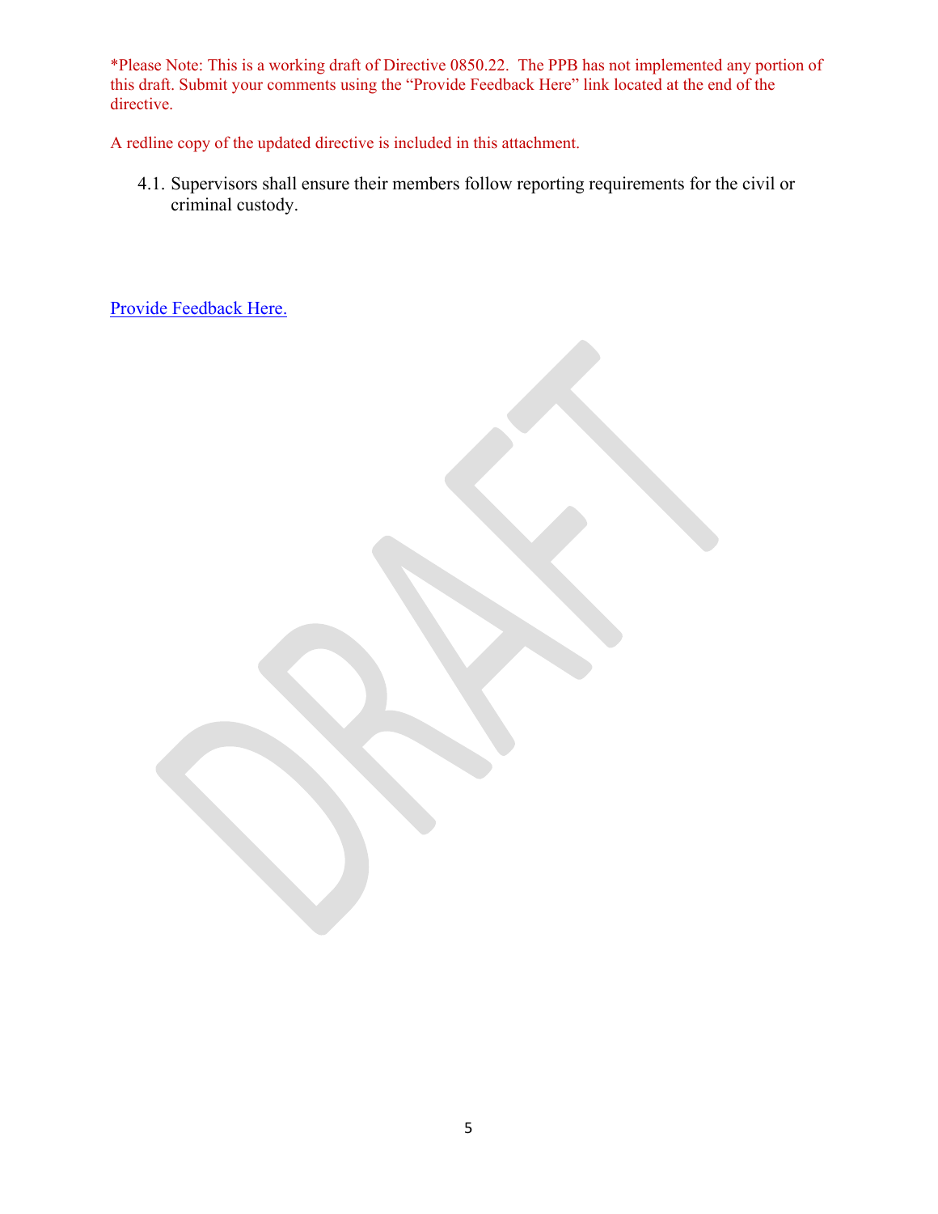*Please Note: This is a working draft of Directive 0850.22. The PPB has not implemented any portion of this draft. Submit your comments using the "Provide Feedback Here" link located at the end of the directive.

A redline copy of the updated directive is included in this attachment.

4.1. Supervisors shall ensure their members follow reporting requirements for the civil or criminal custody.

Provide Feedback Here.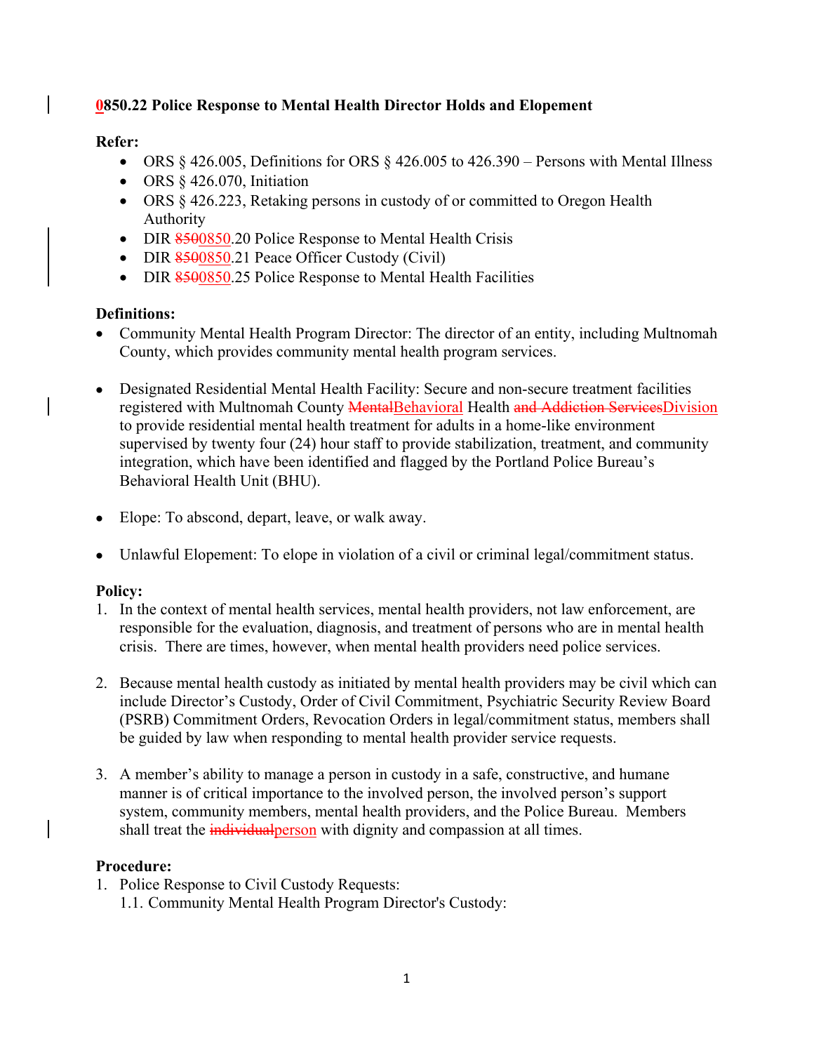**0850.22 Police Response to Mental Health Director Holds and Elopement**

**Refer:**

- ORS § 426.005, Definitions for ORS § 426.005 to 426.390 – Persons with Mental Illness
- ORS § 426.070, Initiation
- ORS § 426.223, Retaking persons in custody of or committed to Oregon Health Authority
- DIR ~~850~~0850.20 Police Response to Mental Health Crisis
- DIR ~~850~~0850.21 Peace Officer Custody (Civil)
- DIR ~~850~~0850.25 Police Response to Mental Health Facilities

**Definitions:**

- Community Mental Health Program Director: The director of an entity, including Multnomah County, which provides community mental health program services.

- Designated Residential Mental Health Facility: Secure and non-secure treatment facilities registered with Multnomah County ~~Mental~~Behavioral Health ~~and Addiction Services~~Division to provide residential mental health treatment for adults in a home-like environment supervised by twenty four (24) hour staff to provide stabilization, treatment, and community integration, which have been identified and flagged by the Portland Police Bureau's Behavioral Health Unit (BHU).

- Elope: To abscond, depart, leave, or walk away.

- Unlawful Elopement: To elope in violation of a civil or criminal legal/commitment status.

**Policy:**

1. In the context of mental health services, mental health providers, not law enforcement, are responsible for the evaluation, diagnosis, and treatment of persons who are in mental health crisis. There are times, however, when mental health providers need police services.

2. Because mental health custody as initiated by mental health providers may be civil which can include Director's Custody, Order of Civil Commitment, Psychiatric Security Review Board (PSRB) Commitment Orders, Revocation Orders in legal/commitment status, members shall be guided by law when responding to mental health provider service requests.

3. A member's ability to manage a person in custody in a safe, constructive, and humane manner is of critical importance to the involved person, the involved person's support system, community members, mental health providers, and the Police Bureau. Members shall treat the ~~individual~~person with dignity and compassion at all times.

**Procedure:**

1. Police Response to Civil Custody Requests:
   1.1. Community Mental Health Program Director's Custody: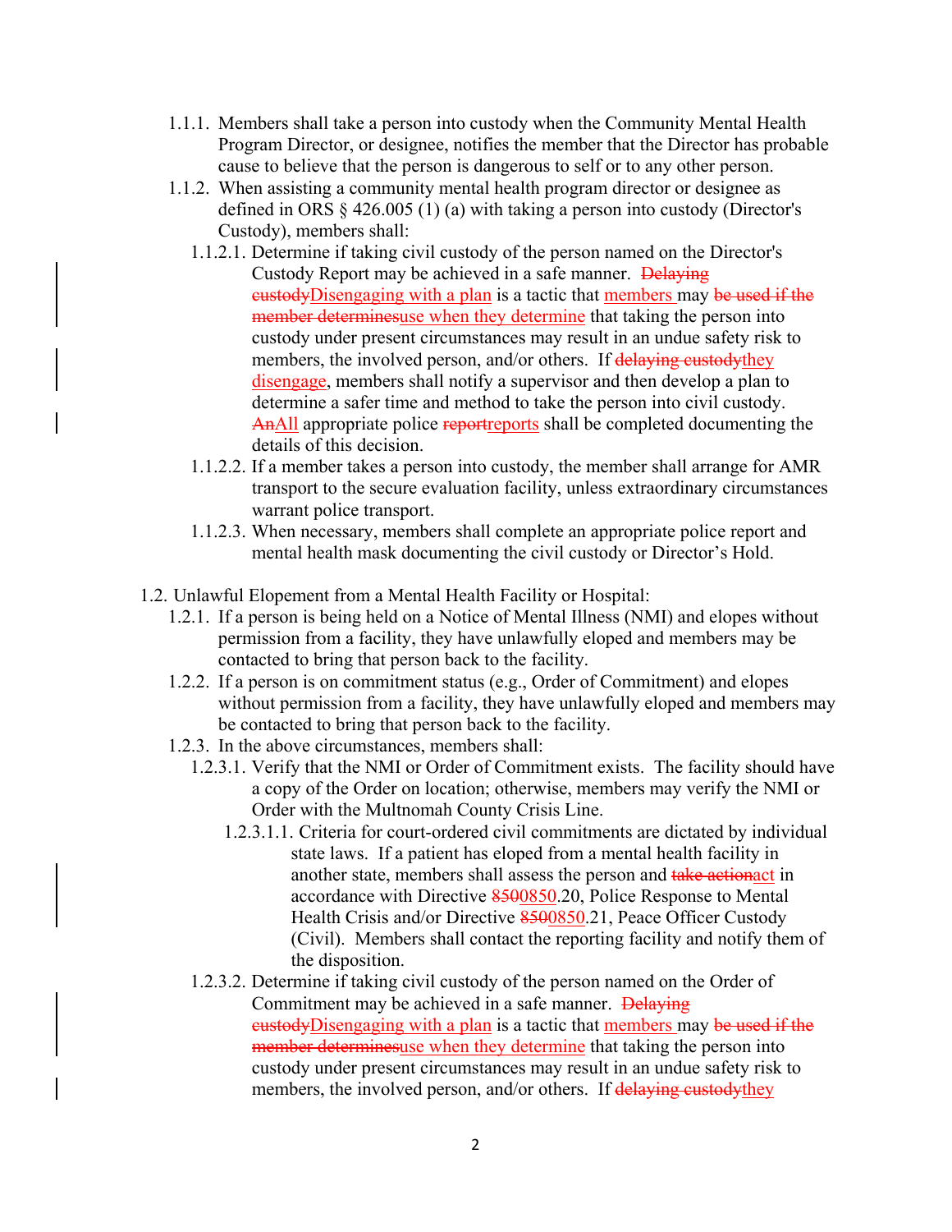1.1.1. Members shall take a person into custody when the Community Mental Health Program Director, or designee, notifies the member that the Director has probable cause to believe that the person is dangerous to self or to any other person.

1.1.2. When assisting a community mental health program director or designee as defined in ORS § 426.005 (1) (a) with taking a person into custody (Director's Custody), members shall:

1.1.2.1. Determine if taking civil custody of the person named on the Director's Custody Report may be achieved in a safe manner. ~~Delaying custody~~Disengaging with a plan is a tactic that members may ~~be used if the member determines~~use when they determine that taking the person into custody under present circumstances may result in an undue safety risk to members, the involved person, and/or others. If ~~delaying custody~~they disengage, members shall notify a supervisor and then develop a plan to determine a safer time and method to take the person into civil custody. ~~An~~All appropriate police ~~report~~reports shall be completed documenting the details of this decision.

1.1.2.2. If a member takes a person into custody, the member shall arrange for AMR transport to the secure evaluation facility, unless extraordinary circumstances warrant police transport.

1.1.2.3. When necessary, members shall complete an appropriate police report and mental health mask documenting the civil custody or Director's Hold.

1.2. Unlawful Elopement from a Mental Health Facility or Hospital:

1.2.1. If a person is being held on a Notice of Mental Illness (NMI) and elopes without permission from a facility, they have unlawfully eloped and members may be contacted to bring that person back to the facility.

1.2.2. If a person is on commitment status (e.g., Order of Commitment) and elopes without permission from a facility, they have unlawfully eloped and members may be contacted to bring that person back to the facility.

1.2.3. In the above circumstances, members shall:

1.2.3.1. Verify that the NMI or Order of Commitment exists. The facility should have a copy of the Order on location; otherwise, members may verify the NMI or Order with the Multnomah County Crisis Line.

1.2.3.1.1. Criteria for court-ordered civil commitments are dictated by individual state laws. If a patient has eloped from a mental health facility in another state, members shall assess the person and ~~take action~~act in accordance with Directive ~~8500~~0850.20, Police Response to Mental Health Crisis and/or Directive ~~8500~~0850.21, Peace Officer Custody (Civil). Members shall contact the reporting facility and notify them of the disposition.

1.2.3.2. Determine if taking civil custody of the person named on the Order of Commitment may be achieved in a safe manner. ~~Delaying custody~~Disengaging with a plan is a tactic that members may ~~be used if the member determines~~use when they determine that taking the person into custody under present circumstances may result in an undue safety risk to members, the involved person, and/or others. If ~~delaying custody~~they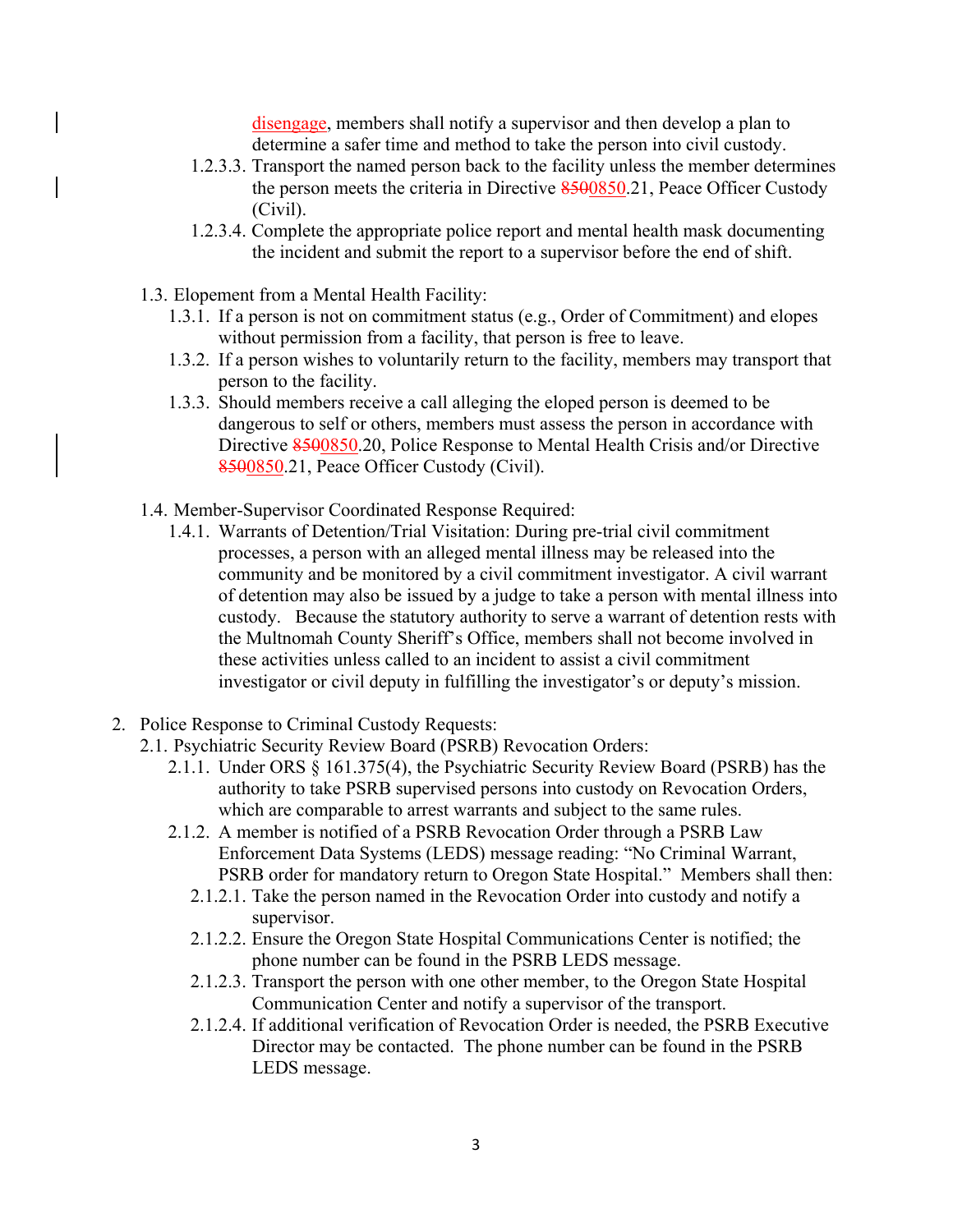disengage, members shall notify a supervisor and then develop a plan to determine a safer time and method to take the person into civil custody.

1.2.3.3. Transport the named person back to the facility unless the member determines the person meets the criteria in Directive ~~850~~0850.21, Peace Officer Custody (Civil).

1.2.3.4. Complete the appropriate police report and mental health mask documenting the incident and submit the report to a supervisor before the end of shift.

1.3. Elopement from a Mental Health Facility:

1.3.1. If a person is not on commitment status (e.g., Order of Commitment) and elopes without permission from a facility, that person is free to leave.

1.3.2. If a person wishes to voluntarily return to the facility, members may transport that person to the facility.

1.3.3. Should members receive a call alleging the eloped person is deemed to be dangerous to self or others, members must assess the person in accordance with Directive ~~850~~0850.20, Police Response to Mental Health Crisis and/or Directive ~~850~~0850.21, Peace Officer Custody (Civil).

1.4. Member-Supervisor Coordinated Response Required:

1.4.1. Warrants of Detention/Trial Visitation: During pre-trial civil commitment processes, a person with an alleged mental illness may be released into the community and be monitored by a civil commitment investigator. A civil warrant of detention may also be issued by a judge to take a person with mental illness into custody. Because the statutory authority to serve a warrant of detention rests with the Multnomah County Sheriff's Office, members shall not become involved in these activities unless called to an incident to assist a civil commitment investigator or civil deputy in fulfilling the investigator's or deputy's mission.

2. Police Response to Criminal Custody Requests:

2.1. Psychiatric Security Review Board (PSRB) Revocation Orders:

2.1.1. Under ORS § 161.375(4), the Psychiatric Security Review Board (PSRB) has the authority to take PSRB supervised persons into custody on Revocation Orders, which are comparable to arrest warrants and subject to the same rules.

2.1.2. A member is notified of a PSRB Revocation Order through a PSRB Law Enforcement Data Systems (LEDS) message reading: "No Criminal Warrant, PSRB order for mandatory return to Oregon State Hospital." Members shall then:

2.1.2.1. Take the person named in the Revocation Order into custody and notify a supervisor.

2.1.2.2. Ensure the Oregon State Hospital Communications Center is notified; the phone number can be found in the PSRB LEDS message.

2.1.2.3. Transport the person with one other member, to the Oregon State Hospital Communication Center and notify a supervisor of the transport.

2.1.2.4. If additional verification of Revocation Order is needed, the PSRB Executive Director may be contacted. The phone number can be found in the PSRB LEDS message.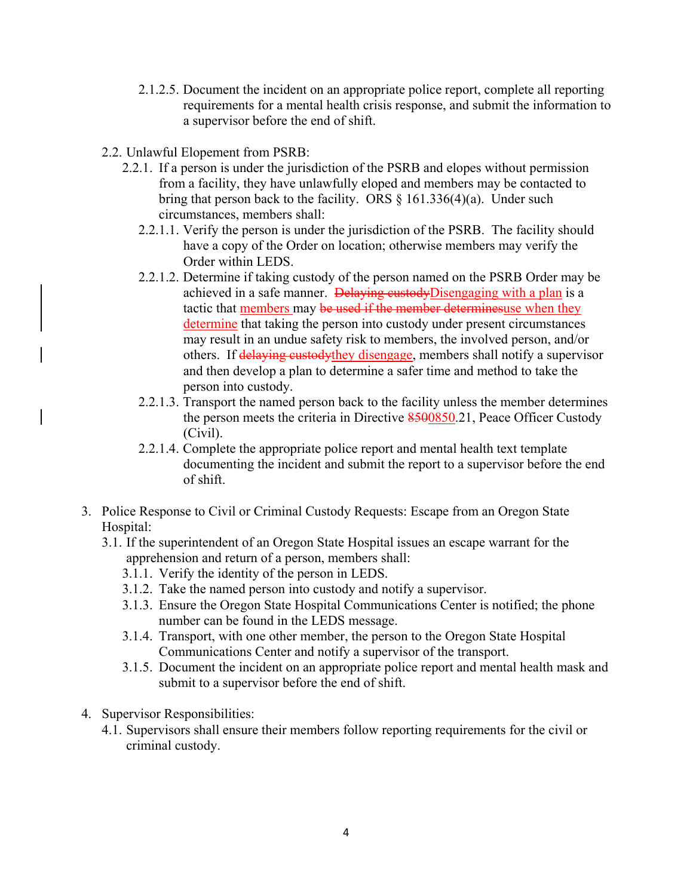2.1.2.5. Document the incident on an appropriate police report, complete all reporting requirements for a mental health crisis response, and submit the information to a supervisor before the end of shift.

2.2. Unlawful Elopement from PSRB:

2.2.1. If a person is under the jurisdiction of the PSRB and elopes without permission from a facility, they have unlawfully eloped and members may be contacted to bring that person back to the facility. ORS § 161.336(4)(a). Under such circumstances, members shall:

2.2.1.1. Verify the person is under the jurisdiction of the PSRB. The facility should have a copy of the Order on location; otherwise members may verify the Order within LEDS.

2.2.1.2. Determine if taking custody of the person named on the PSRB Order may be achieved in a safe manner. ~~Delaying custody~~Disengaging with a plan is a tactic that members may ~~be used if the member determines~~use when they determine that taking the person into custody under present circumstances may result in an undue safety risk to members, the involved person, and/or others. If ~~delaying custody~~they disengage, members shall notify a supervisor and then develop a plan to determine a safer time and method to take the person into custody.

2.2.1.3. Transport the named person back to the facility unless the member determines the person meets the criteria in Directive ~~850~~0850.21, Peace Officer Custody (Civil).

2.2.1.4. Complete the appropriate police report and mental health text template documenting the incident and submit the report to a supervisor before the end of shift.

3. Police Response to Civil or Criminal Custody Requests: Escape from an Oregon State Hospital:

3.1. If the superintendent of an Oregon State Hospital issues an escape warrant for the apprehension and return of a person, members shall:

3.1.1. Verify the identity of the person in LEDS.

3.1.2. Take the named person into custody and notify a supervisor.

3.1.3. Ensure the Oregon State Hospital Communications Center is notified; the phone number can be found in the LEDS message.

3.1.4. Transport, with one other member, the person to the Oregon State Hospital Communications Center and notify a supervisor of the transport.

3.1.5. Document the incident on an appropriate police report and mental health mask and submit to a supervisor before the end of shift.

4. Supervisor Responsibilities:

4.1. Supervisors shall ensure their members follow reporting requirements for the civil or criminal custody.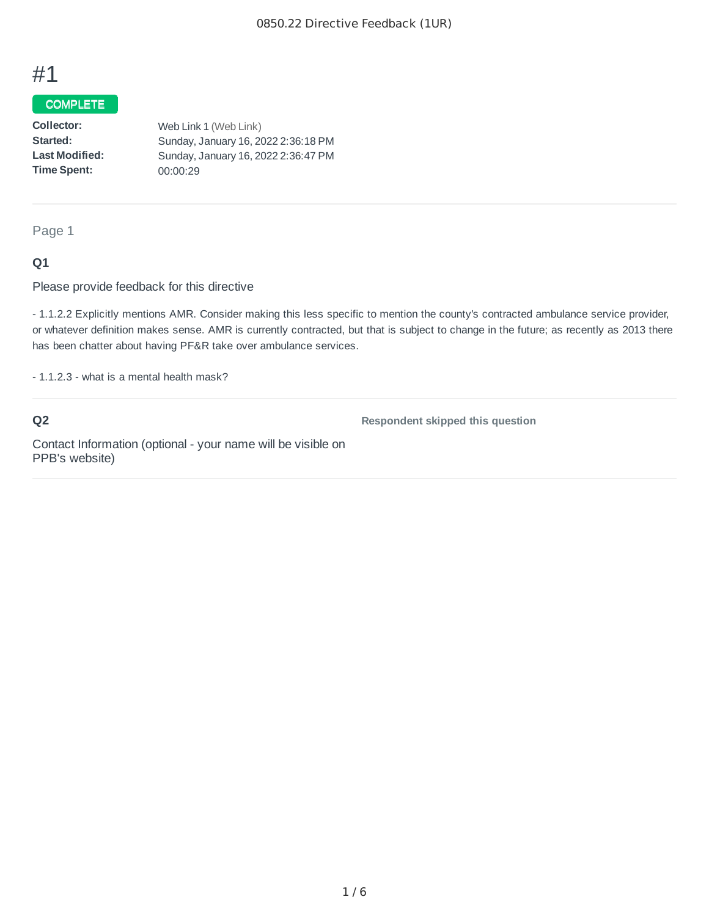# #1

**COMPLETE**

| | |
|---|---|
| **Collector:** | Web Link 1 (Web Link) |
| **Started:** | Sunday, January 16, 2022 2:36:18 PM |
| **Last Modified:** | Sunday, January 16, 2022 2:36:47 PM |
| **Time Spent:** | 00:00:29 |

## Page 1

### Q1

Please provide feedback for this directive

- 1.1.2.2 Explicitly mentions AMR. Consider making this less specific to mention the county's contracted ambulance service provider, or whatever definition makes sense. AMR is currently contracted, but that is subject to change in the future; as recently as 2013 there has been chatter about having PF&R take over ambulance services.

- 1.1.2.3 - what is a mental health mask?

### Q2

Contact Information (optional - your name will be visible on PPB's website)

**Respondent skipped this question**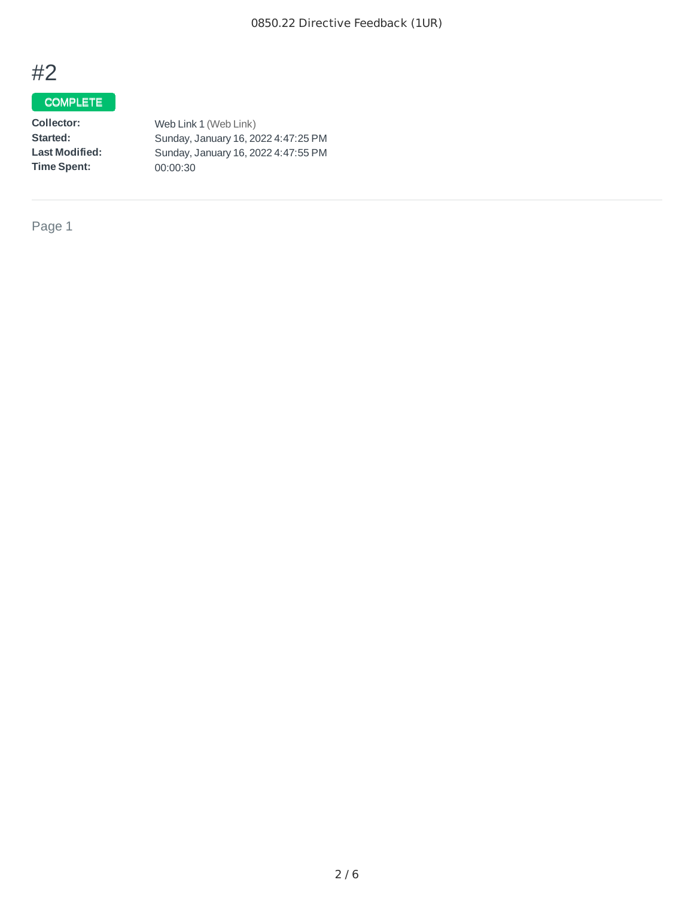# #2

COMPLETE

| | |
|---|---|
| **Collector:** | Web Link 1 (Web Link) |
| **Started:** | Sunday, January 16, 2022 4:47:25 PM |
| **Last Modified:** | Sunday, January 16, 2022 4:47:55 PM |
| **Time Spent:** | 00:00:30 |

Page 1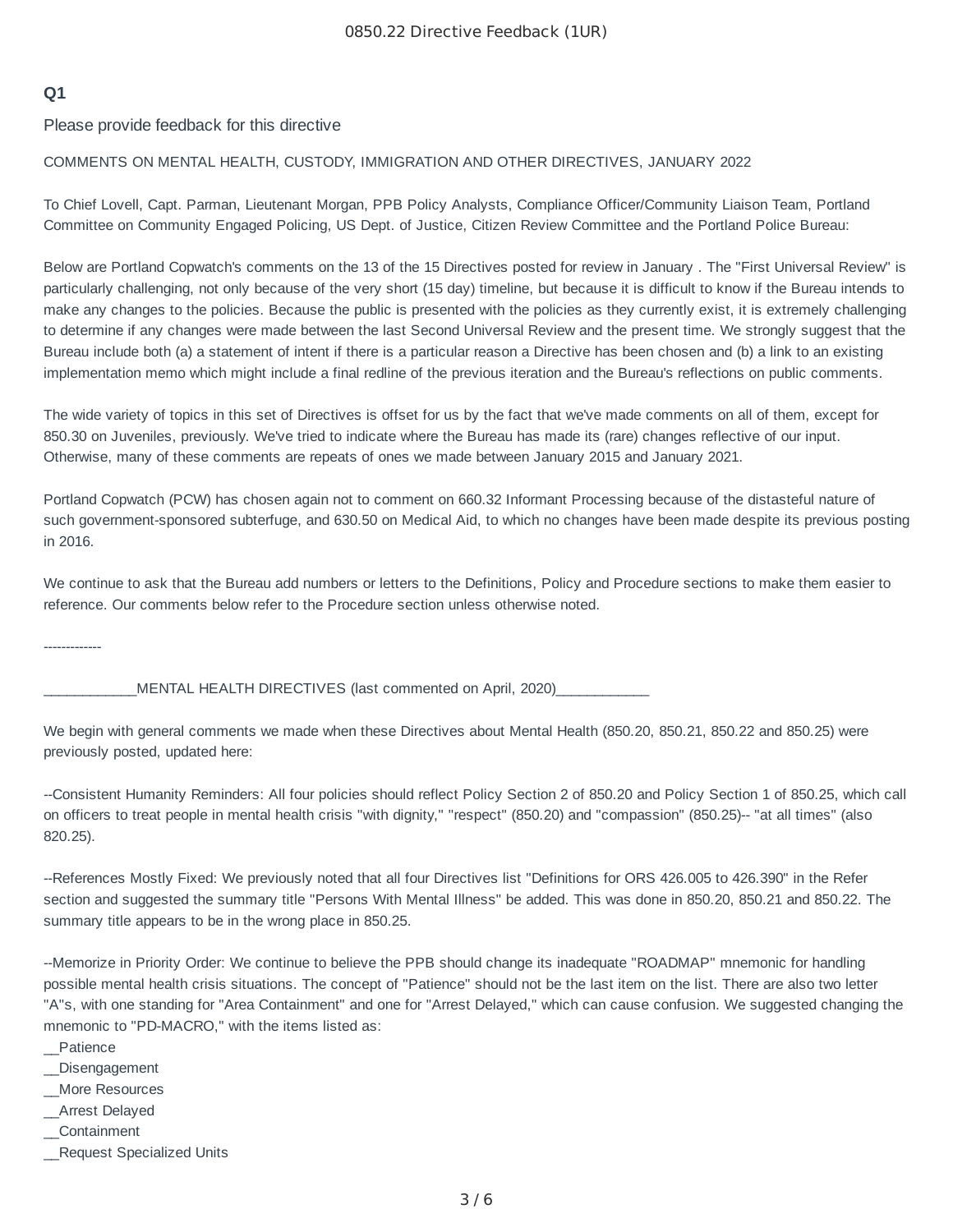## Q1

Please provide feedback for this directive

COMMENTS ON MENTAL HEALTH, CUSTODY, IMMIGRATION AND OTHER DIRECTIVES, JANUARY 2022

To Chief Lovell, Capt. Parman, Lieutenant Morgan, PPB Policy Analysts, Compliance Officer/Community Liaison Team, Portland Committee on Community Engaged Policing, US Dept. of Justice, Citizen Review Committee and the Portland Police Bureau:

Below are Portland Copwatch's comments on the 13 of the 15 Directives posted for review in January . The "First Universal Review" is particularly challenging, not only because of the very short (15 day) timeline, but because it is difficult to know if the Bureau intends to make any changes to the policies. Because the public is presented with the policies as they currently exist, it is extremely challenging to determine if any changes were made between the last Second Universal Review and the present time. We strongly suggest that the Bureau include both (a) a statement of intent if there is a particular reason a Directive has been chosen and (b) a link to an existing implementation memo which might include a final redline of the previous iteration and the Bureau's reflections on public comments.

The wide variety of topics in this set of Directives is offset for us by the fact that we've made comments on all of them, except for 850.30 on Juveniles, previously. We've tried to indicate where the Bureau has made its (rare) changes reflective of our input. Otherwise, many of these comments are repeats of ones we made between January 2015 and January 2021.

Portland Copwatch (PCW) has chosen again not to comment on 660.32 Informant Processing because of the distasteful nature of such government-sponsored subterfuge, and 630.50 on Medical Aid, to which no changes have been made despite its previous posting in 2016.

We continue to ask that the Bureau add numbers or letters to the Definitions, Policy and Procedure sections to make them easier to reference. Our comments below refer to the Procedure section unless otherwise noted.

-------------

____________MENTAL HEALTH DIRECTIVES (last commented on April, 2020)____________

We begin with general comments we made when these Directives about Mental Health (850.20, 850.21, 850.22 and 850.25) were previously posted, updated here:

--Consistent Humanity Reminders: All four policies should reflect Policy Section 2 of 850.20 and Policy Section 1 of 850.25, which call on officers to treat people in mental health crisis "with dignity," "respect" (850.20) and "compassion" (850.25)-- "at all times" (also 820.25).

--References Mostly Fixed: We previously noted that all four Directives list "Definitions for ORS 426.005 to 426.390" in the Refer section and suggested the summary title "Persons With Mental Illness" be added. This was done in 850.20, 850.21 and 850.22. The summary title appears to be in the wrong place in 850.25.

--Memorize in Priority Order: We continue to believe the PPB should change its inadequate "ROADMAP" mnemonic for handling possible mental health crisis situations. The concept of "Patience" should not be the last item on the list. There are also two letter "A"s, with one standing for "Area Containment" and one for "Arrest Delayed," which can cause confusion. We suggested changing the mnemonic to "PD-MACRO," with the items listed as:

__Patience
__Disengagement
__More Resources
__Arrest Delayed
__Containment
__Request Specialized Units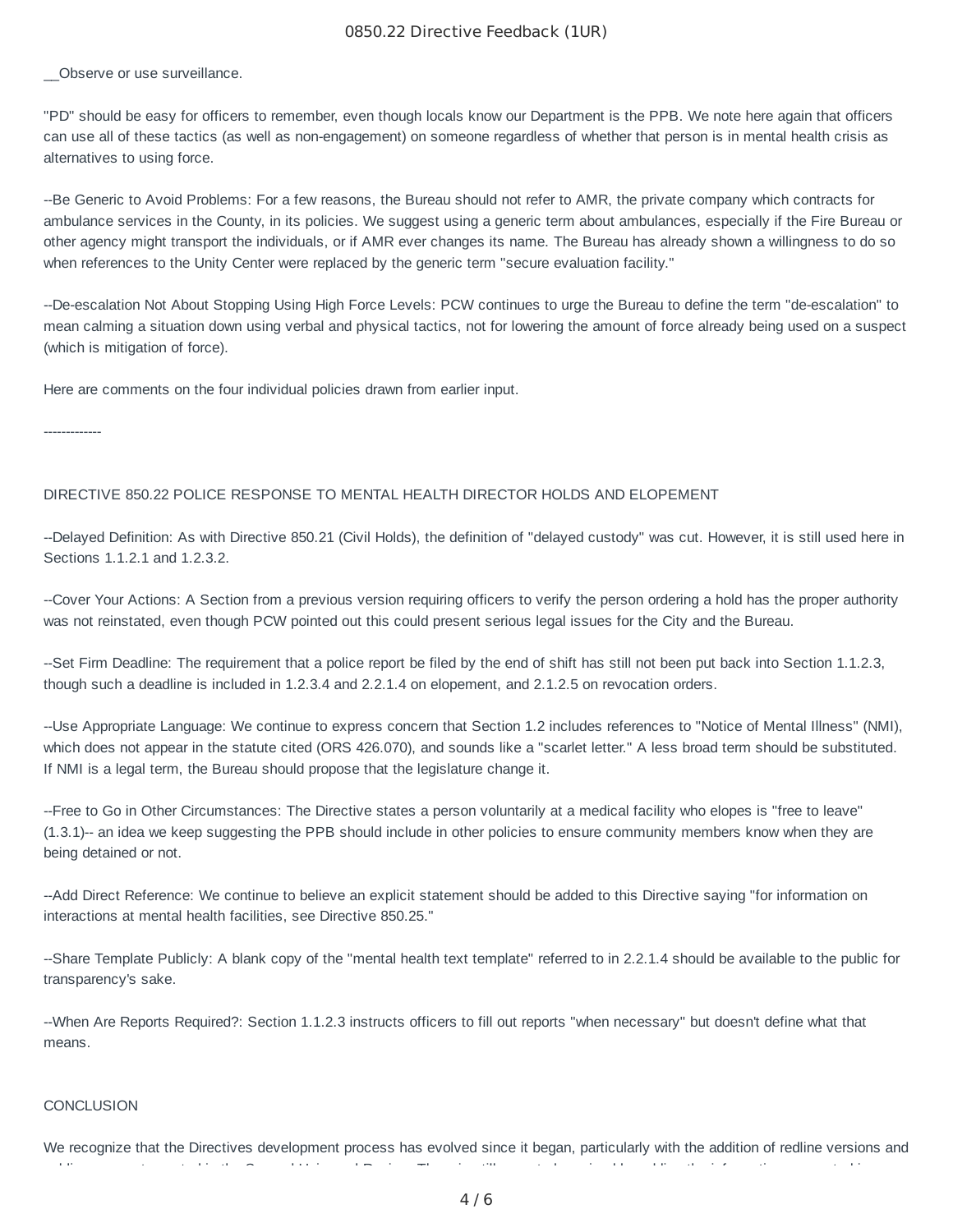__Observe or use surveillance.

"PD" should be easy for officers to remember, even though locals know our Department is the PPB. We note here again that officers can use all of these tactics (as well as non-engagement) on someone regardless of whether that person is in mental health crisis as alternatives to using force.

--Be Generic to Avoid Problems: For a few reasons, the Bureau should not refer to AMR, the private company which contracts for ambulance services in the County, in its policies. We suggest using a generic term about ambulances, especially if the Fire Bureau or other agency might transport the individuals, or if AMR ever changes its name. The Bureau has already shown a willingness to do so when references to the Unity Center were replaced by the generic term "secure evaluation facility."

--De-escalation Not About Stopping Using High Force Levels: PCW continues to urge the Bureau to define the term "de-escalation" to mean calming a situation down using verbal and physical tactics, not for lowering the amount of force already being used on a suspect (which is mitigation of force).

Here are comments on the four individual policies drawn from earlier input.

-------------

DIRECTIVE 850.22 POLICE RESPONSE TO MENTAL HEALTH DIRECTOR HOLDS AND ELOPEMENT

--Delayed Definition: As with Directive 850.21 (Civil Holds), the definition of "delayed custody" was cut. However, it is still used here in Sections 1.1.2.1 and 1.2.3.2.

--Cover Your Actions: A Section from a previous version requiring officers to verify the person ordering a hold has the proper authority was not reinstated, even though PCW pointed out this could present serious legal issues for the City and the Bureau.

--Set Firm Deadline: The requirement that a police report be filed by the end of shift has still not been put back into Section 1.1.2.3, though such a deadline is included in 1.2.3.4 and 2.2.1.4 on elopement, and 2.1.2.5 on revocation orders.

--Use Appropriate Language: We continue to express concern that Section 1.2 includes references to "Notice of Mental Illness" (NMI), which does not appear in the statute cited (ORS 426.070), and sounds like a "scarlet letter." A less broad term should be substituted. If NMI is a legal term, the Bureau should propose that the legislature change it.

--Free to Go in Other Circumstances: The Directive states a person voluntarily at a medical facility who elopes is "free to leave" (1.3.1)-- an idea we keep suggesting the PPB should include in other policies to ensure community members know when they are being detained or not.

--Add Direct Reference: We continue to believe an explicit statement should be added to this Directive saying "for information on interactions at mental health facilities, see Directive 850.25."

--Share Template Publicly: A blank copy of the "mental health text template" referred to in 2.2.1.4 should be available to the public for transparency's sake.

--When Are Reports Required?: Section 1.1.2.3 instructs officers to fill out reports "when necessary" but doesn't define what that means.

CONCLUSION

We recognize that the Directives development process has evolved since it began, particularly with the addition of redline versions and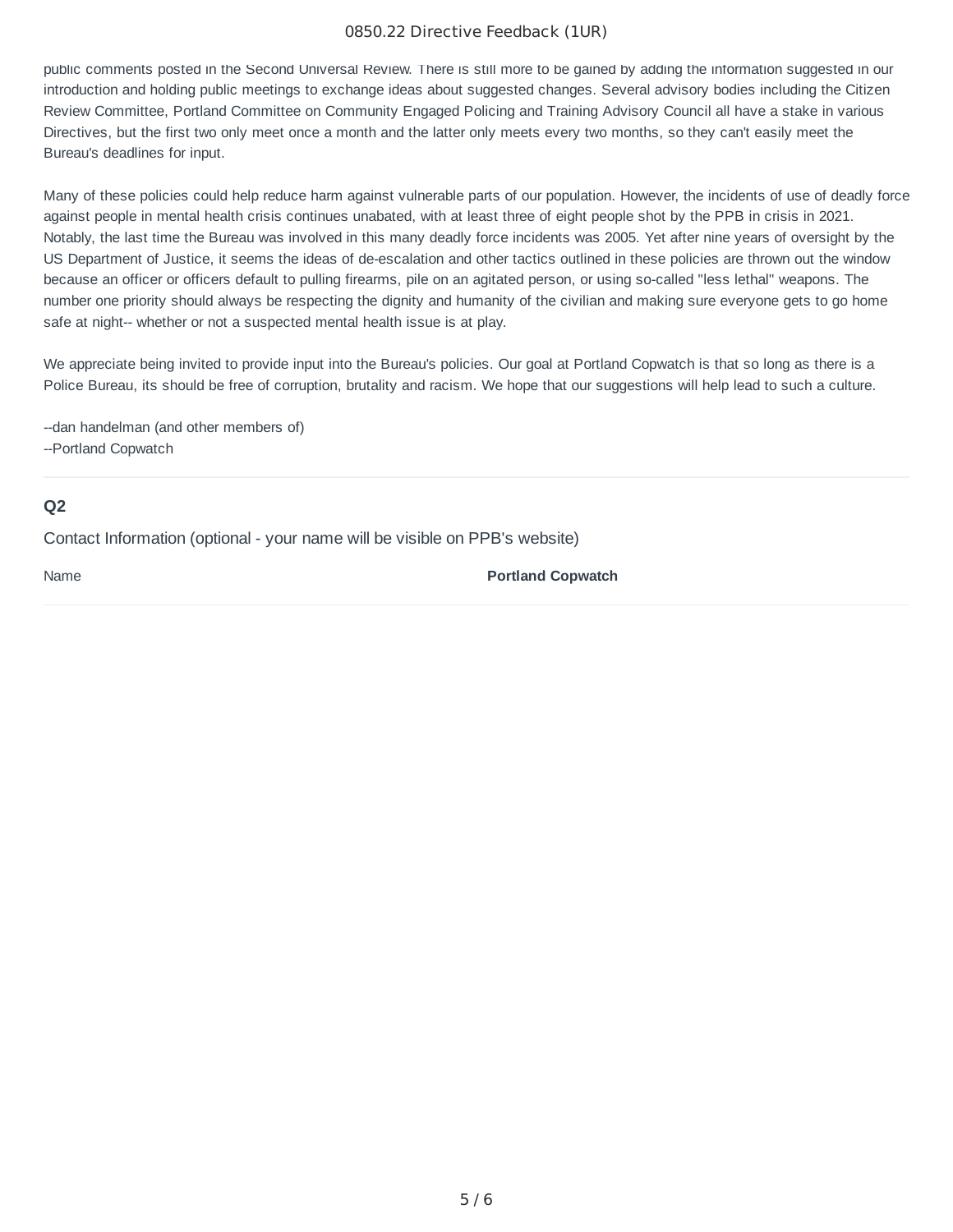public comments posted in the Second Universal Review. There is still more to be gained by adding the information suggested in our introduction and holding public meetings to exchange ideas about suggested changes. Several advisory bodies including the Citizen Review Committee, Portland Committee on Community Engaged Policing and Training Advisory Council all have a stake in various Directives, but the first two only meet once a month and the latter only meets every two months, so they can't easily meet the Bureau's deadlines for input.

Many of these policies could help reduce harm against vulnerable parts of our population. However, the incidents of use of deadly force against people in mental health crisis continues unabated, with at least three of eight people shot by the PPB in crisis in 2021. Notably, the last time the Bureau was involved in this many deadly force incidents was 2005. Yet after nine years of oversight by the US Department of Justice, it seems the ideas of de-escalation and other tactics outlined in these policies are thrown out the window because an officer or officers default to pulling firearms, pile on an agitated person, or using so-called "less lethal" weapons. The number one priority should always be respecting the dignity and humanity of the civilian and making sure everyone gets to go home safe at night-- whether or not a suspected mental health issue is at play.

We appreciate being invited to provide input into the Bureau's policies. Our goal at Portland Copwatch is that so long as there is a Police Bureau, its should be free of corruption, brutality and racism. We hope that our suggestions will help lead to such a culture.

--dan handelman (and other members of)
--Portland Copwatch

---

**Q2**

Contact Information (optional - your name will be visible on PPB's website)

| Name | **Portland Copwatch** |
|---|---|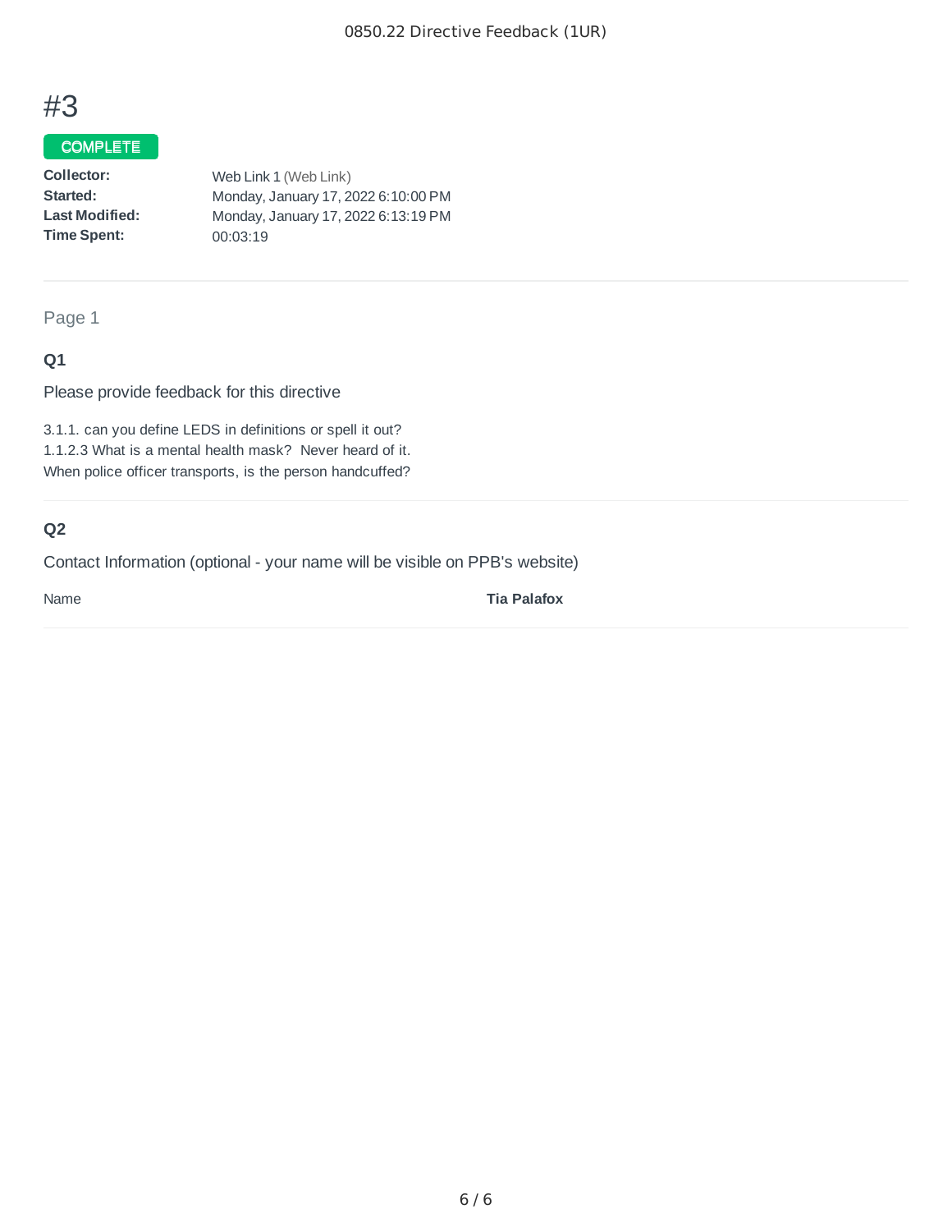# #3

COMPLETE

**Collector:** Web Link 1 (Web Link)
**Started:** Monday, January 17, 2022 6:10:00 PM
**Last Modified:** Monday, January 17, 2022 6:13:19 PM
**Time Spent:** 00:03:19

Page 1

## Q1

Please provide feedback for this directive

3.1.1. can you define LEDS in definitions or spell it out?
1.1.2.3 What is a mental health mask? Never heard of it.
When police officer transports, is the person handcuffed?

## Q2

Contact Information (optional - your name will be visible on PPB's website)

Name **Tia Palafox**